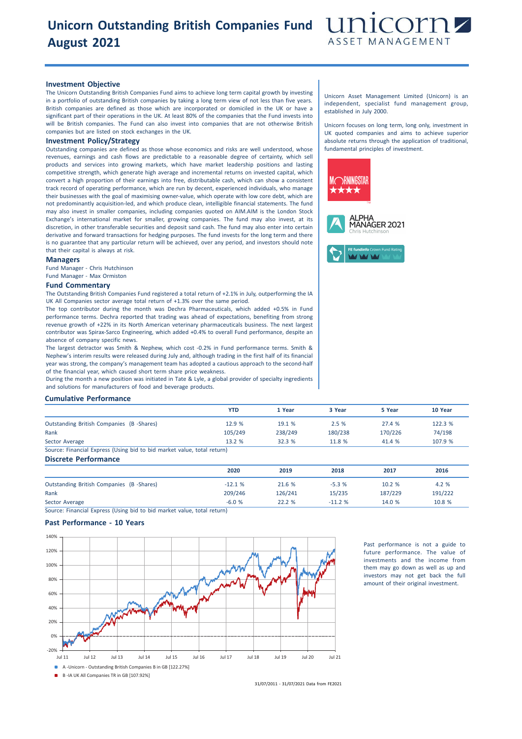# Unicorn Outstanding British Companies Fund August 2021

unicorn ASSET MANAGEMENT

## Investment Objective

The Unicorn Outstanding British Companies Fund aims to achieve long term capital growth by investing in a portfolio of outstanding British companies by taking a long term view of not less than five years. British companies are defined as those which are incorporated or domiciled in the UK or have a significant part of their operations in the UK. At least 80% of the companies that the Fund invests into will be British companies. The Fund can also invest into companies that are not otherwise British companies but are listed on stock exchanges in the UK.

## Investment Policy/Strategy

Outstanding companies are defined as those whose economics and risks are well understood, whose revenues, earnings and cash flows are predictable to a reasonable degree of certainty, which sell products and services into growing markets, which have market leadership positions and lasting competitive strength, which generate high average and incremental returns on invested capital, which convert a high proportion of their earnings into free, distributable cash, which can show a consistent track record of operating performance, which are run by decent, experienced individuals, who manage their businesses with the goal of maximising owner-value, which operate with low core debt, which are not predominantly acquisition-led, and which produce clean, intelligible financial statements. The fund may also invest in smaller companies, including companies quoted on AIM.AIM is the London Stock Exchange's international market for smaller, growing companies. The fund may also invest, at its discretion, in other transferable securities and deposit sand cash. The fund may also enter into certain derivative and forward transactions for hedging purposes. The fund invests for the long term and there is no guarantee that any particular return will be achieved, over any period, and investors should note that their capital is always at risk.

## Managers

Fund Manager - Chris Hutchinson
Fund Manager - Max Ormiston

## Fund Commentary

The Outstanding British Companies Fund registered a total return of +2.1% in July, outperforming the IA UK All Companies sector average total return of +1.3% over the same period.

The top contributor during the month was Dechra Pharmaceuticals, which added +0.5% in Fund performance terms. Dechra reported that trading was ahead of expectations, benefiting from strong revenue growth of +22% in its North American veterinary pharmaceuticals business. The next largest contributor was Spirax-Sarco Engineering, which added +0.4% to overall Fund performance, despite an absence of company specific news.

The largest detractor was Smith & Nephew, which cost -0.2% in Fund performance terms. Smith & Nephew's interim results were released during July and, although trading in the first half of its financial year was strong, the company's management team has adopted a cautious approach to the second-half of the financial year, which caused short term share price weakness.

During the month a new position was initiated in Tate & Lyle, a global provider of specialty ingredients and solutions for manufacturers of food and beverage products.

Unicorn Asset Management Limited (Unicorn) is an independent, specialist fund management group, established in July 2000.

Unicorn focuses on long term, long only, investment in UK quoted companies and aims to achieve superior absolute returns through the application of traditional, fundamental principles of investment.

MORNINGSTAR ★★★★

ALPHA MANAGER 2021 Chris Hutchinson

FE fundinfo Crown Fund Rating

## Cumulative Performance

| | YTD | 1 Year | 3 Year | 5 Year | 10 Year |
|---|---|---|---|---|---|
| Outstanding British Companies (B -Shares) | 12.9 % | 19.1 % | 2.5 % | 27.4 % | 122.3 % |
| Rank | 105/249 | 238/249 | 180/238 | 170/226 | 74/198 |
| Sector Average | 13.2 % | 32.3 % | 11.8 % | 41.4 % | 107.9 % |

Source: Financial Express (Using bid to bid market value, total return)

## Discrete Performance

| | 2020 | 2019 | 2018 | 2017 | 2016 |
|---|---|---|---|---|---|
| Outstanding British Companies (B -Shares) | -12.1 % | 21.6 % | -5.3 % | 10.2 % | 4.2 % |
| Rank | 209/246 | 126/241 | 15/235 | 187/229 | 191/222 |
| Sector Average | -6.0 % | 22.2 % | -11.2 % | 14.0 % | 10.8 % |

Source: Financial Express (Using bid to bid market value, total return)

## Past Performance - 10 Years

A -Unicorn - Outstanding British Companies B in GB [122.27%]
B -IA UK All Companies TR in GB [107.92%]

31/07/2011 - 31/07/2021 Data from FE2021

Past performance is not a guide to future performance. The value of investments and the income from them may go down as well as up and investors may not get back the full amount of their original investment.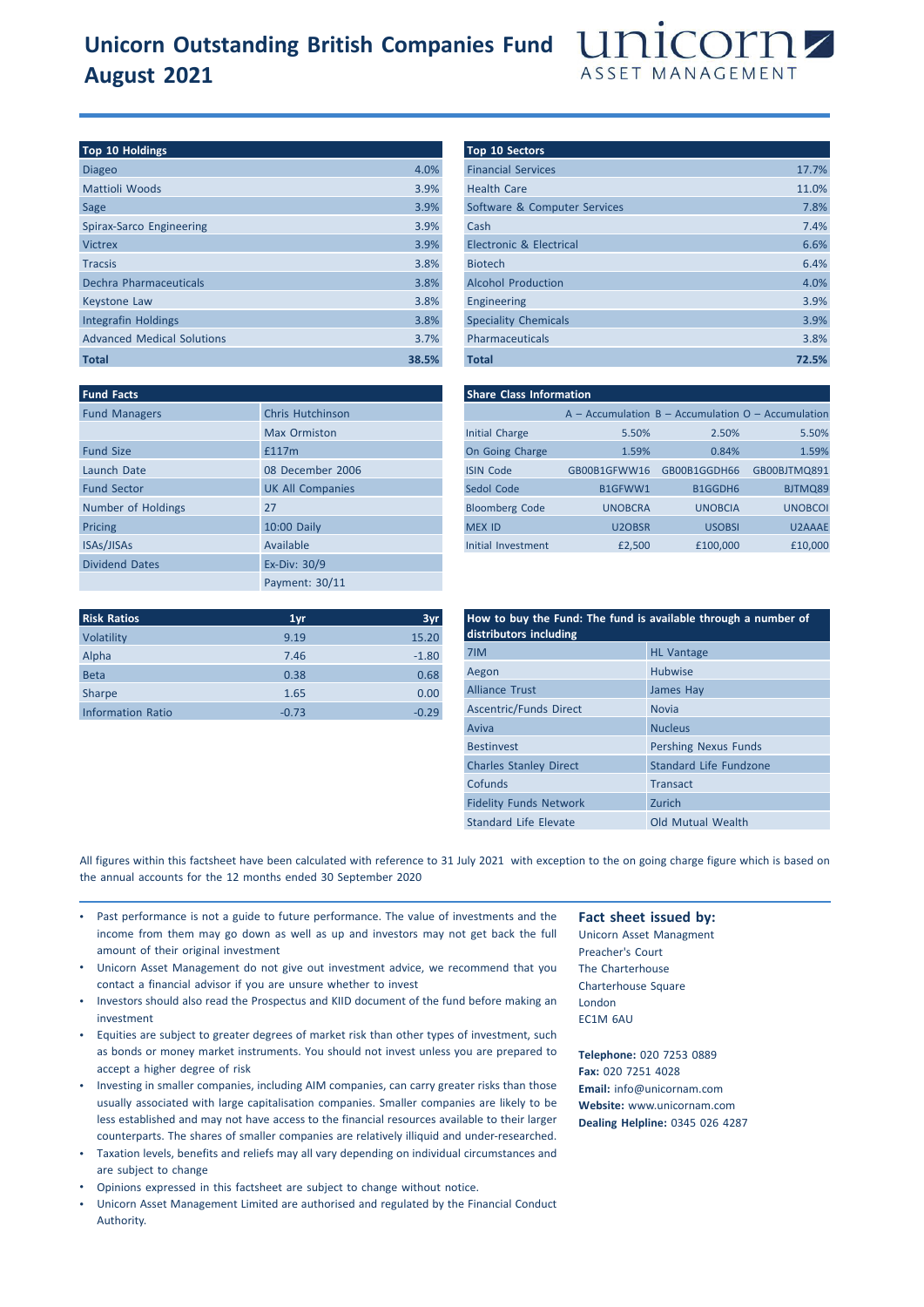# Unicorn Outstanding British Companies Fund August 2021

unicorn ASSET MANAGEMENT

| Top 10 Holdings | |
|---|---|
| Diageo | 4.0% |
| Mattioli Woods | 3.9% |
| Sage | 3.9% |
| Spirax-Sarco Engineering | 3.9% |
| Victrex | 3.9% |
| Tracsis | 3.8% |
| Dechra Pharmaceuticals | 3.8% |
| Keystone Law | 3.8% |
| Integrafin Holdings | 3.8% |
| Advanced Medical Solutions | 3.7% |
| **Total** | **38.5%** |

| Top 10 Sectors | |
|---|---|
| Financial Services | 17.7% |
| Health Care | 11.0% |
| Software & Computer Services | 7.8% |
| Cash | 7.4% |
| Electronic & Electrical | 6.6% |
| Biotech | 6.4% |
| Alcohol Production | 4.0% |
| Engineering | 3.9% |
| Speciality Chemicals | 3.9% |
| Pharmaceuticals | 3.8% |
| **Total** | **72.5%** |

| Fund Facts | |
|---|---|
| Fund Managers | Chris Hutchinson |
| | Max Ormiston |
| Fund Size | £117m |
| Launch Date | 08 December 2006 |
| Fund Sector | UK All Companies |
| Number of Holdings | 27 |
| Pricing | 10:00 Daily |
| ISAs/JISAs | Available |
| Dividend Dates | Ex-Div: 30/9 |
| | Payment: 30/11 |

| Share Class Information | A – Accumulation | B – Accumulation | O – Accumulation |
|---|---|---|---|
| Initial Charge | 5.50% | 2.50% | 5.50% |
| On Going Charge | 1.59% | 0.84% | 1.59% |
| ISIN Code | GB00B1GFWW16 | GB00B1GGDH66 | GB00BJTMQ891 |
| Sedol Code | B1GFWW1 | B1GGDH6 | BJTMQ89 |
| Bloomberg Code | UNOBCRA | UNOBCIA | UNOBCOI |
| MEX ID | U2OBSR | USOBSI | U2AAAE |
| Initial Investment | £2,500 | £100,000 | £10,000 |

| Risk Ratios | 1yr | 3yr |
|---|---|---|
| Volatility | 9.19 | 15.20 |
| Alpha | 7.46 | -1.80 |
| Beta | 0.38 | 0.68 |
| Sharpe | 1.65 | 0.00 |
| Information Ratio | -0.73 | -0.29 |

| How to buy the Fund: The fund is available through a number of distributors including | |
|---|---|
| 7IM | HL Vantage |
| Aegon | Hubwise |
| Alliance Trust | James Hay |
| Ascentric/Funds Direct | Novia |
| Aviva | Nucleus |
| Bestinvest | Pershing Nexus Funds |
| Charles Stanley Direct | Standard Life Fundzone |
| Cofunds | Transact |
| Fidelity Funds Network | Zurich |
| Standard Life Elevate | Old Mutual Wealth |

All figures within this factsheet have been calculated with reference to 31 July 2021 with exception to the on going charge figure which is based on the annual accounts for the 12 months ended 30 September 2020

- Past performance is not a guide to future performance. The value of investments and the income from them may go down as well as up and investors may not get back the full amount of their original investment
- Unicorn Asset Management do not give out investment advice, we recommend that you contact a financial advisor if you are unsure whether to invest
- Investors should also read the Prospectus and KIID document of the fund before making an investment
- Equities are subject to greater degrees of market risk than other types of investment, such as bonds or money market instruments. You should not invest unless you are prepared to accept a higher degree of risk
- Investing in smaller companies, including AIM companies, can carry greater risks than those usually associated with large capitalisation companies. Smaller companies are likely to be less established and may not have access to the financial resources available to their larger counterparts. The shares of smaller companies are relatively illiquid and under-researched.
- Taxation levels, benefits and reliefs may all vary depending on individual circumstances and are subject to change
- Opinions expressed in this factsheet are subject to change without notice.
- Unicorn Asset Management Limited are authorised and regulated by the Financial Conduct Authority.

**Fact sheet issued by:**
Unicorn Asset Managment
Preacher's Court
The Charterhouse
Charterhouse Square
London
EC1M 6AU

**Telephone:** 020 7253 0889
**Fax:** 020 7251 4028
**Email:** info@unicornam.com
**Website:** www.unicornam.com
**Dealing Helpline:** 0345 026 4287